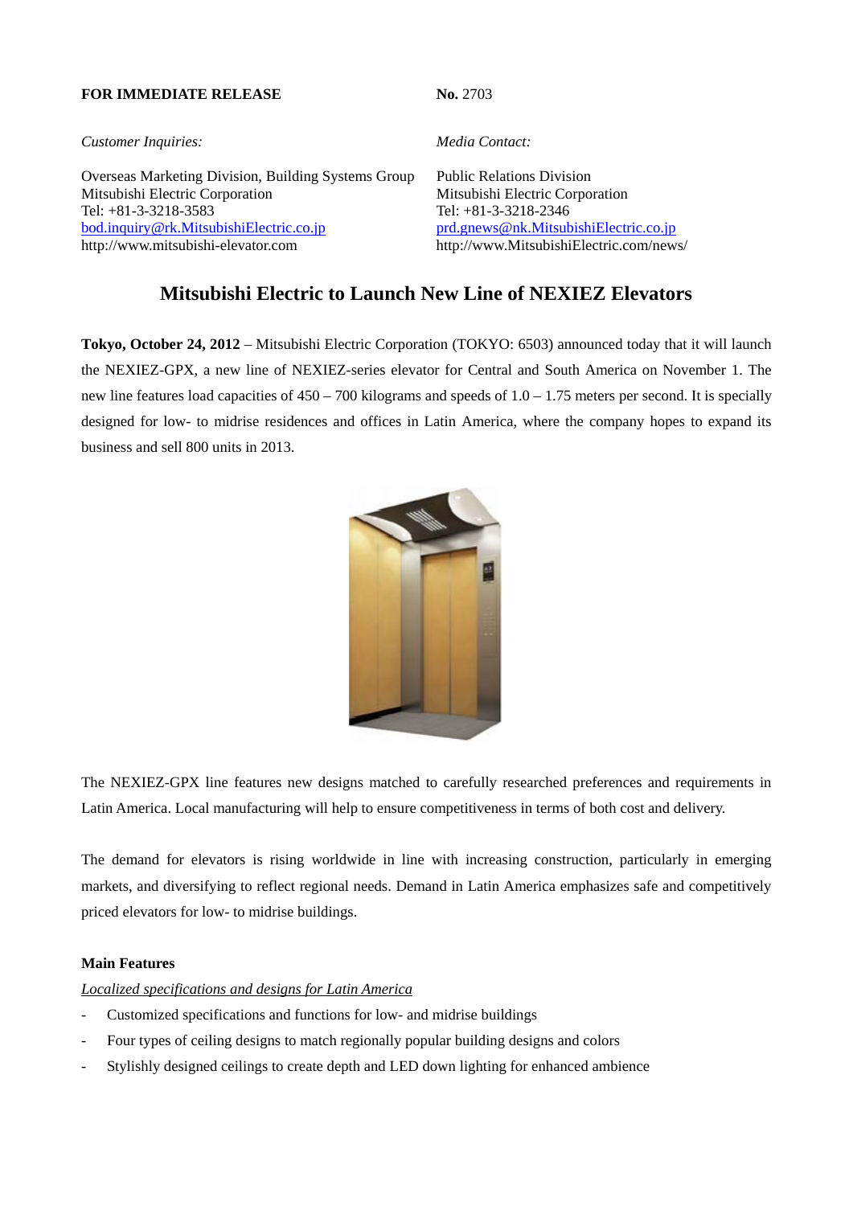**FOR IMMEDIATE RELEASE** **No.** 2703

*Customer Inquiries:*

Overseas Marketing Division, Building Systems Group
Mitsubishi Electric Corporation
Tel: +81-3-3218-3583
bod.inquiry@rk.MitsubishiElectric.co.jp
http://www.mitsubishi-elevator.com

*Media Contact:*

Public Relations Division
Mitsubishi Electric Corporation
Tel: +81-3-3218-2346
prd.gnews@nk.MitsubishiElectric.co.jp
http://www.MitsubishiElectric.com/news/

# Mitsubishi Electric to Launch New Line of NEXIEZ Elevators

**Tokyo, October 24, 2012** – Mitsubishi Electric Corporation (TOKYO: 6503) announced today that it will launch the NEXIEZ-GPX, a new line of NEXIEZ-series elevator for Central and South America on November 1. The new line features load capacities of 450 – 700 kilograms and speeds of 1.0 – 1.75 meters per second. It is specially designed for low- to midrise residences and offices in Latin America, where the company hopes to expand its business and sell 800 units in 2013.

The NEXIEZ-GPX line features new designs matched to carefully researched preferences and requirements in Latin America. Local manufacturing will help to ensure competitiveness in terms of both cost and delivery.

The demand for elevators is rising worldwide in line with increasing construction, particularly in emerging markets, and diversifying to reflect regional needs. Demand in Latin America emphasizes safe and competitively priced elevators for low- to midrise buildings.

**Main Features**

*Localized specifications and designs for Latin America*

- Customized specifications and functions for low- and midrise buildings
- Four types of ceiling designs to match regionally popular building designs and colors
- Stylishly designed ceilings to create depth and LED down lighting for enhanced ambience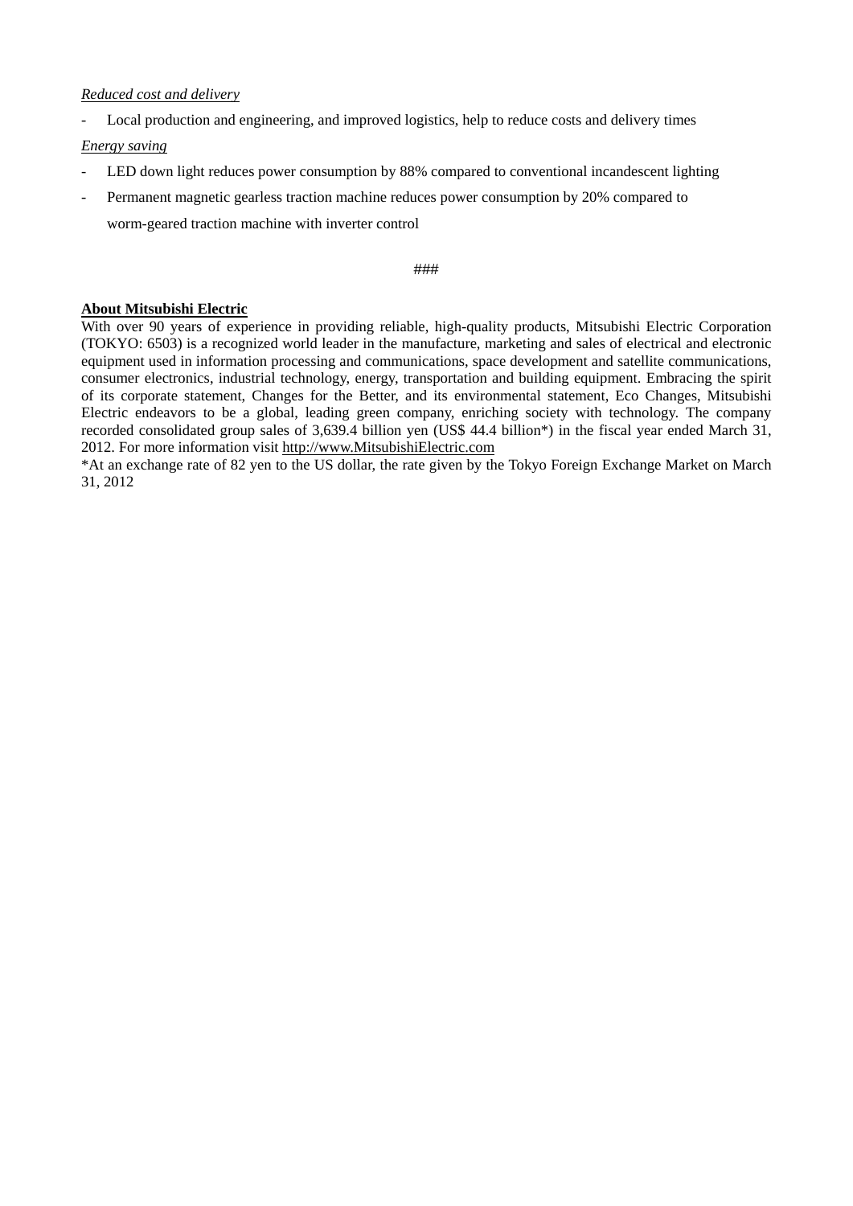*Reduced cost and delivery*

- Local production and engineering, and improved logistics, help to reduce costs and delivery times

*Energy saving*

- LED down light reduces power consumption by 88% compared to conventional incandescent lighting
- Permanent magnetic gearless traction machine reduces power consumption by 20% compared to worm-geared traction machine with inverter control

###

**About Mitsubishi Electric**

With over 90 years of experience in providing reliable, high-quality products, Mitsubishi Electric Corporation (TOKYO: 6503) is a recognized world leader in the manufacture, marketing and sales of electrical and electronic equipment used in information processing and communications, space development and satellite communications, consumer electronics, industrial technology, energy, transportation and building equipment. Embracing the spirit of its corporate statement, Changes for the Better, and its environmental statement, Eco Changes, Mitsubishi Electric endeavors to be a global, leading green company, enriching society with technology. The company recorded consolidated group sales of 3,639.4 billion yen (US$ 44.4 billion*) in the fiscal year ended March 31, 2012. For more information visit http://www.MitsubishiElectric.com

*At an exchange rate of 82 yen to the US dollar, the rate given by the Tokyo Foreign Exchange Market on March 31, 2012